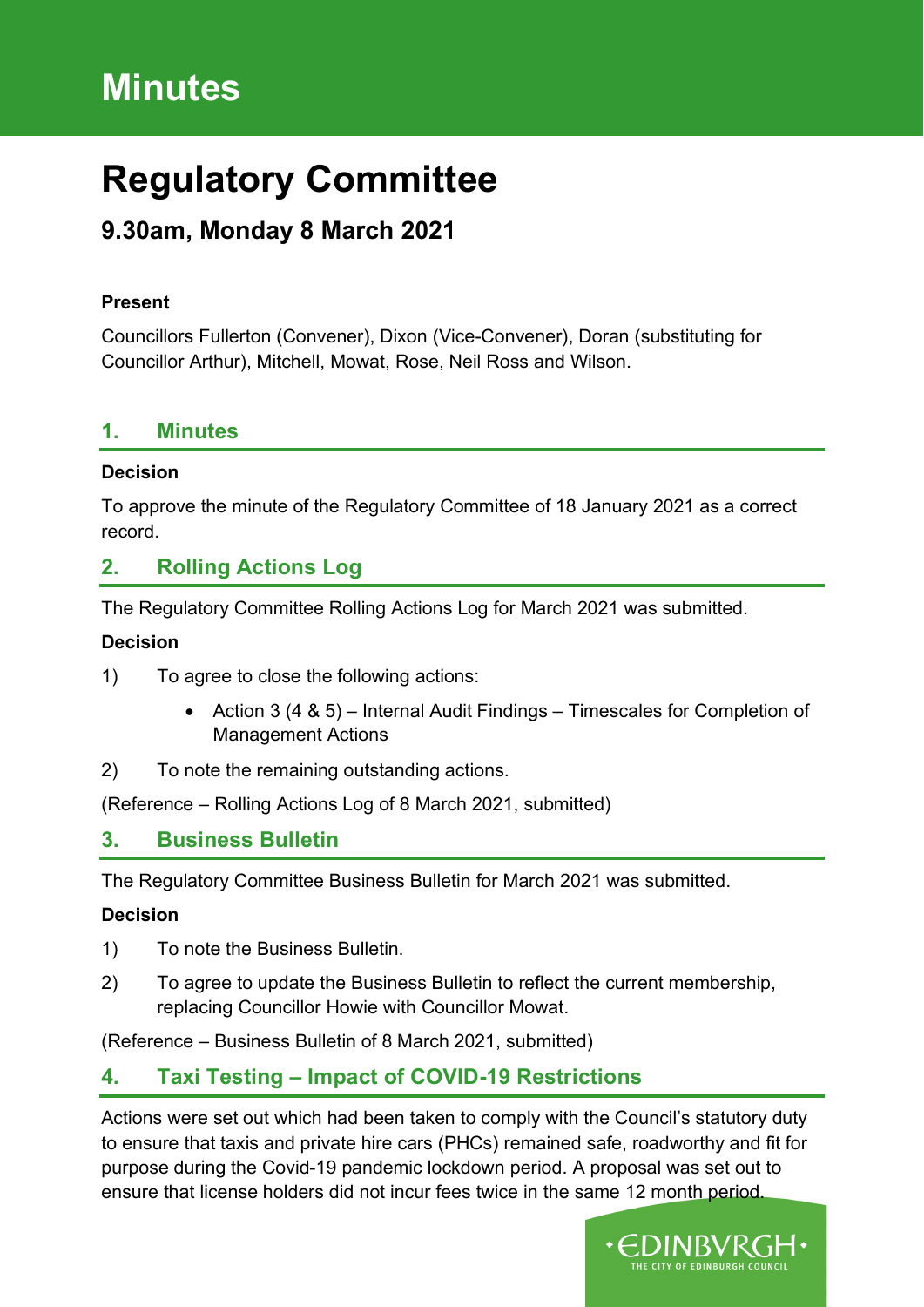# Minutes

# Regulatory Committee

## 9.30am, Monday 8 March 2021

**Present**

Councillors Fullerton (Convener), Dixon (Vice-Convener), Doran (substituting for Councillor Arthur), Mitchell, Mowat, Rose, Neil Ross and Wilson.

## 1. Minutes

**Decision**

To approve the minute of the Regulatory Committee of 18 January 2021 as a correct record.

## 2. Rolling Actions Log

The Regulatory Committee Rolling Actions Log for March 2021 was submitted.

**Decision**

1) To agree to close the following actions:

   - Action 3 (4 & 5) – Internal Audit Findings – Timescales for Completion of Management Actions

2) To note the remaining outstanding actions.

(Reference – Rolling Actions Log of 8 March 2021, submitted)

## 3. Business Bulletin

The Regulatory Committee Business Bulletin for March 2021 was submitted.

**Decision**

1) To note the Business Bulletin.

2) To agree to update the Business Bulletin to reflect the current membership, replacing Councillor Howie with Councillor Mowat.

(Reference – Business Bulletin of 8 March 2021, submitted)

## 4. Taxi Testing – Impact of COVID-19 Restrictions

Actions were set out which had been taken to comply with the Council's statutory duty to ensure that taxis and private hire cars (PHCs) remained safe, roadworthy and fit for purpose during the Covid-19 pandemic lockdown period. A proposal was set out to ensure that license holders did not incur fees twice in the same 12 month period.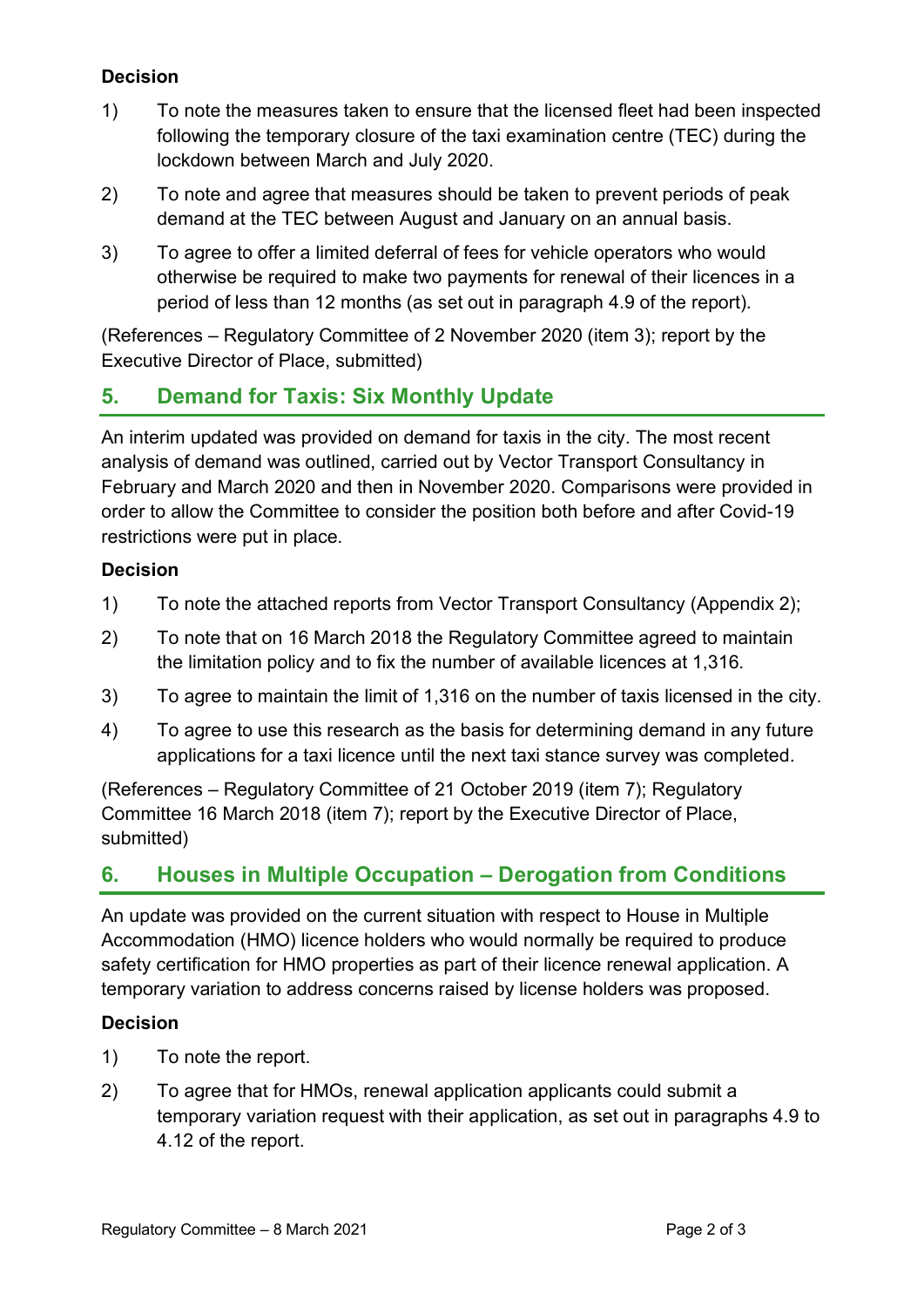**Decision**

1) To note the measures taken to ensure that the licensed fleet had been inspected following the temporary closure of the taxi examination centre (TEC) during the lockdown between March and July 2020.

2) To note and agree that measures should be taken to prevent periods of peak demand at the TEC between August and January on an annual basis.

3) To agree to offer a limited deferral of fees for vehicle operators who would otherwise be required to make two payments for renewal of their licences in a period of less than 12 months (as set out in paragraph 4.9 of the report).

(References – Regulatory Committee of 2 November 2020 (item 3); report by the Executive Director of Place, submitted)

## 5. Demand for Taxis: Six Monthly Update

An interim updated was provided on demand for taxis in the city. The most recent analysis of demand was outlined, carried out by Vector Transport Consultancy in February and March 2020 and then in November 2020. Comparisons were provided in order to allow the Committee to consider the position both before and after Covid-19 restrictions were put in place.

**Decision**

1) To note the attached reports from Vector Transport Consultancy (Appendix 2);

2) To note that on 16 March 2018 the Regulatory Committee agreed to maintain the limitation policy and to fix the number of available licences at 1,316.

3) To agree to maintain the limit of 1,316 on the number of taxis licensed in the city.

4) To agree to use this research as the basis for determining demand in any future applications for a taxi licence until the next taxi stance survey was completed.

(References – Regulatory Committee of 21 October 2019 (item 7); Regulatory Committee 16 March 2018 (item 7); report by the Executive Director of Place, submitted)

## 6. Houses in Multiple Occupation – Derogation from Conditions

An update was provided on the current situation with respect to House in Multiple Accommodation (HMO) licence holders who would normally be required to produce safety certification for HMO properties as part of their licence renewal application. A temporary variation to address concerns raised by license holders was proposed.

**Decision**

1) To note the report.

2) To agree that for HMOs, renewal application applicants could submit a temporary variation request with their application, as set out in paragraphs 4.9 to 4.12 of the report.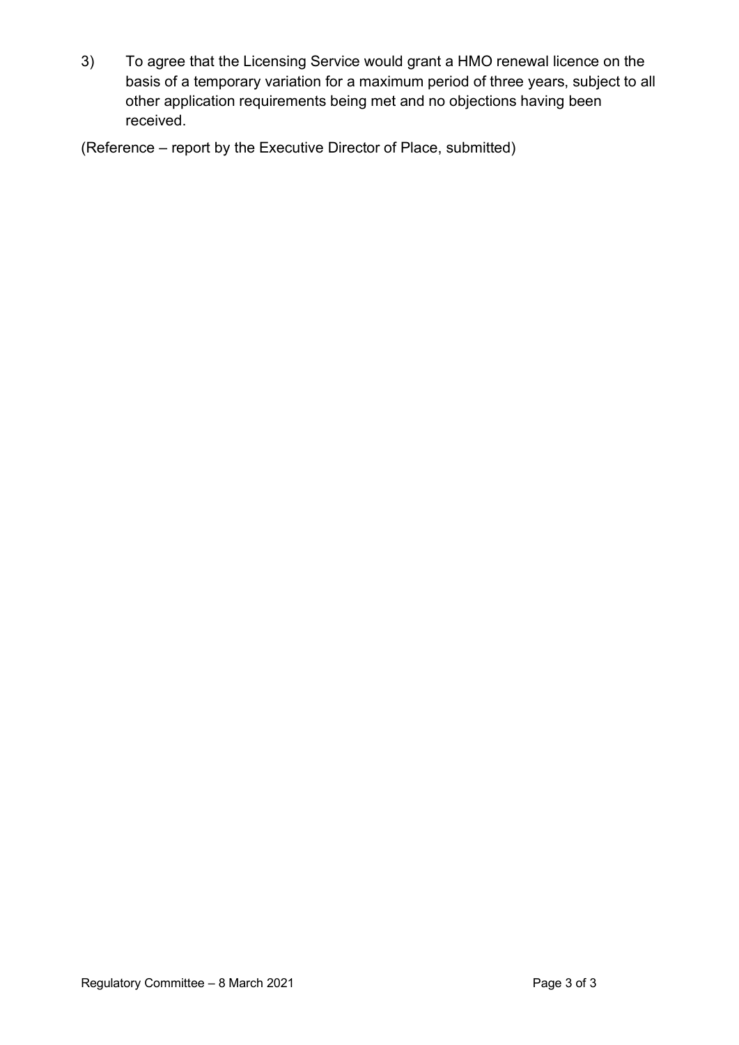3) To agree that the Licensing Service would grant a HMO renewal licence on the basis of a temporary variation for a maximum period of three years, subject to all other application requirements being met and no objections having been received.

(Reference – report by the Executive Director of Place, submitted)